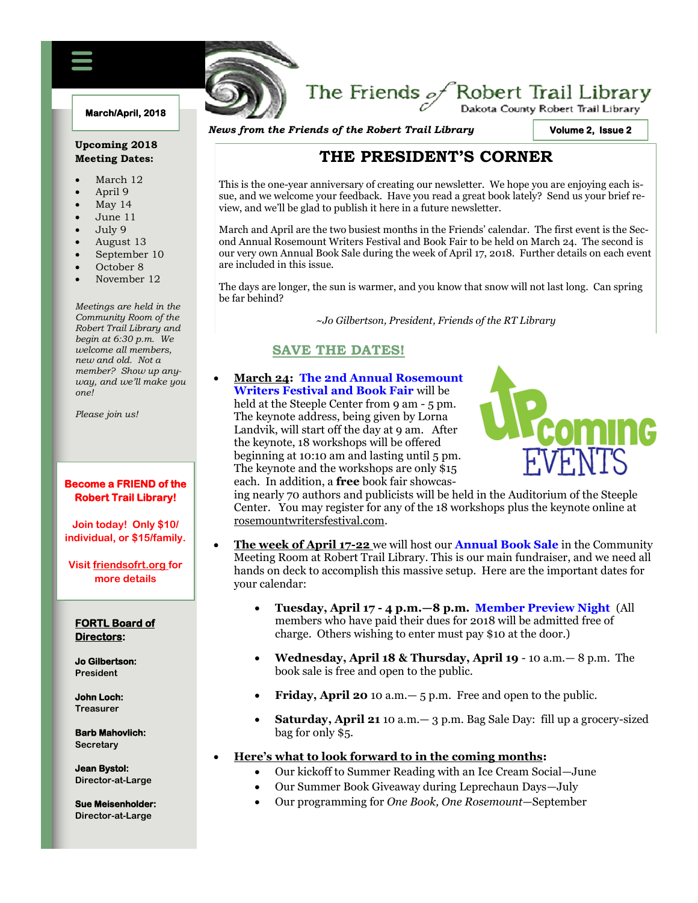# The Friends of Robert Trail Library

Dakota County Robert Trail Library

*News from the Friends of the Robert Trail Library*

March/April, 2018

Volume 2, Issue 2

## THE PRESIDENT'S CORNER

This is the one-year anniversary of creating our newsletter. We hope you are enjoying each issue, and we welcome your feedback. Have you read a great book lately? Send us your brief review, and we'll be glad to publish it here in a future newsletter.

March and April are the two busiest months in the Friends' calendar. The first event is the Second Annual Rosemount Writers Festival and Book Fair to be held on March 24. The second is our very own Annual Book Sale during the week of April 17, 2018. Further details on each event are included in this issue.

The days are longer, the sun is warmer, and you know that snow will not last long. Can spring be far behind?

*~Jo Gilbertson, President, Friends of the RT Library*

## SAVE THE DATES!

UPcoming EVENTS

- **March 24**: **The 2nd Annual Rosemount Writers Festival and Book Fair** will be held at the Steeple Center from 9 am - 5 pm. The keynote address, being given by Lorna Landvik, will start off the day at 9 am. After the keynote, 18 workshops will be offered beginning at 10:10 am and lasting until 5 pm. The keynote and the workshops are only $15 each. In addition, a **free** book fair showcasing nearly 70 authors and publicists will be held in the Auditorium of the Steeple Center. You may register for any of the 18 workshops plus the keynote online at rosemountwritersfestival.com.

- **The week of April 17-22** we will host our **Annual Book Sale** in the Community Meeting Room at Robert Trail Library. This is our main fundraiser, and we need all hands on deck to accomplish this massive setup. Here are the important dates for your calendar:
  - **Tuesday, April 17 - 4 p.m.—8 p.m. Member Preview Night** (All members who have paid their dues for 2018 will be admitted free of charge. Others wishing to enter must pay $10 at the door.)
  - **Wednesday, April 18 & Thursday, April 19** - 10 a.m.— 8 p.m. The book sale is free and open to the public.
  - **Friday, April 20** 10 a.m.— 5 p.m. Free and open to the public.
  - **Saturday, April 21** 10 a.m.— 3 p.m. Bag Sale Day: fill up a grocery-sized bag for only $5.

- **Here's what to look forward to in the coming months**:
  - Our kickoff to Summer Reading with an Ice Cream Social—June
  - Our Summer Book Giveaway during Leprechaun Days—July
  - Our programming for *One Book, One Rosemount*—September

---

**Upcoming 2018 Meeting Dates:**

- March 12
- April 9
- May 14
- June 11
- July 9
- August 13
- September 10
- October 8
- November 12

*Meetings are held in the Community Room of the Robert Trail Library and begin at 6:30 p.m. We welcome all members, new and old. Not a member? Show up anyway, and we'll make you one!*

*Please join us!*

**Become a FRIEND of the Robert Trail Library!**

Join today! Only $10/ individual, or $15/family.

Visit friendsofrt.org for more details

**FORTL Board of Directors:**

**Jo Gilbertson:** President

**John Loch:** Treasurer

**Barb Mahovlich:** Secretary

**Jean Bystol:** Director-at-Large

**Sue Meisenholder:** Director-at-Large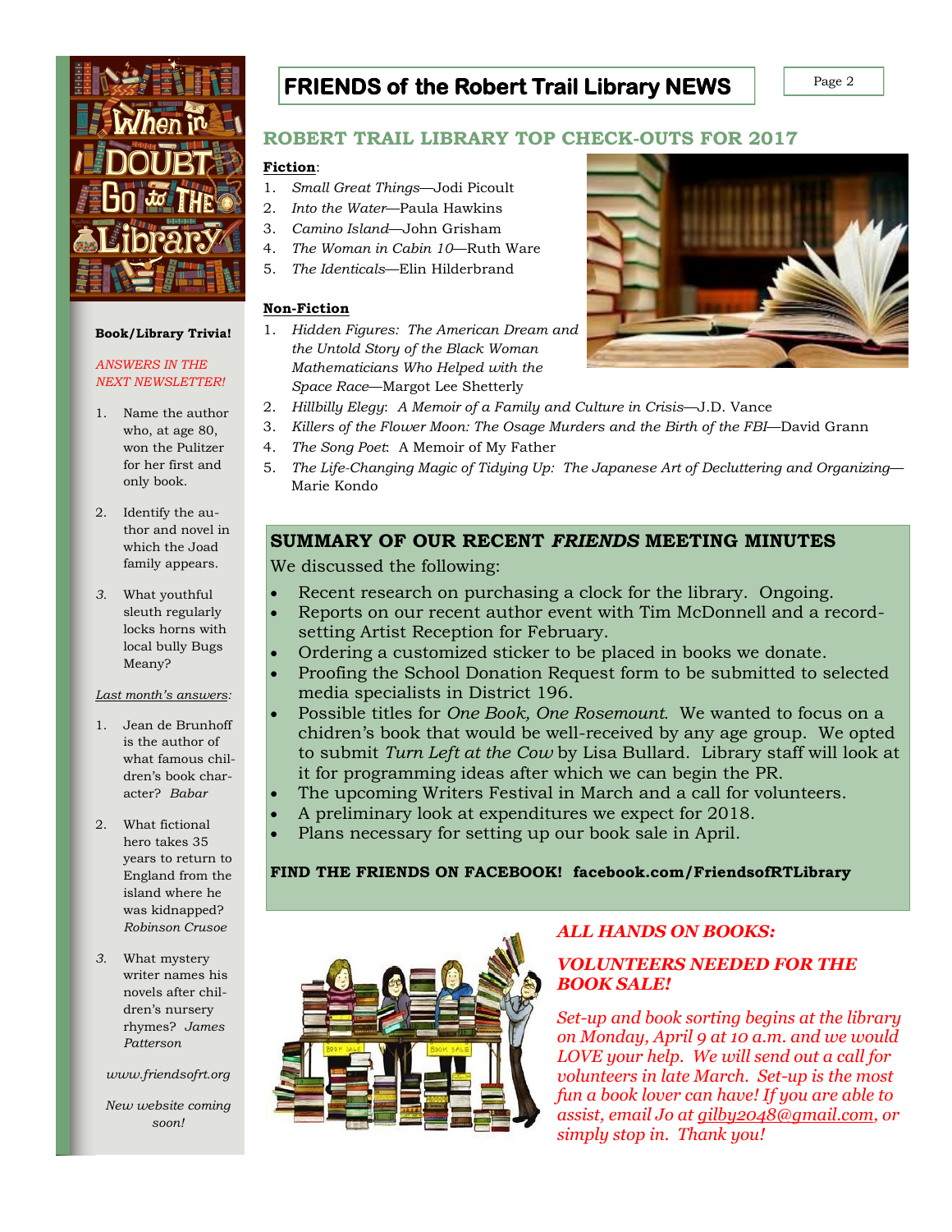# FRIENDS of the Robert Trail Library NEWS

## ROBERT TRAIL LIBRARY TOP CHECK-OUTS FOR 2017

**Fiction**:

1. *Small Great Things*—Jodi Picoult
2. *Into the Water*—Paula Hawkins
3. *Camino Island*—John Grisham
4. *The Woman in Cabin 10*—Ruth Ware
5. *The Identicals*—Elin Hilderbrand

**Non-Fiction**

1. *Hidden Figures: The American Dream and the Untold Story of the Black Woman Mathematicians Who Helped with the Space Race*—Margot Lee Shetterly
2. *Hillbilly Elegy*: *A Memoir of a Family and Culture in Crisis*—J.D. Vance
3. *Killers of the Flower Moon: The Osage Murders and the Birth of the FBI*—David Grann
4. *The Song Poet*: A Memoir of My Father
5. *The Life-Changing Magic of Tidying Up: The Japanese Art of Decluttering and Organizing*—Marie Kondo

## SUMMARY OF OUR RECENT *FRIENDS* MEETING MINUTES

We discussed the following:

- Recent research on purchasing a clock for the library. Ongoing.
- Reports on our recent author event with Tim McDonnell and a record-setting Artist Reception for February.
- Ordering a customized sticker to be placed in books we donate.
- Proofing the School Donation Request form to be submitted to selected media specialists in District 196.
- Possible titles for *One Book, One Rosemount.* We wanted to focus on a chidren's book that would be well-received by any age group. We opted to submit *Turn Left at the Cow* by Lisa Bullard. Library staff will look at it for programming ideas after which we can begin the PR.
- The upcoming Writers Festival in March and a call for volunteers.
- A preliminary look at expenditures we expect for 2018.
- Plans necessary for setting up our book sale in April.

**FIND THE FRIENDS ON FACEBOOK! facebook.com/FriendsofRTLibrary**

## *ALL HANDS ON BOOKS:*

## *VOLUNTEERS NEEDED FOR THE BOOK SALE!*

*Set-up and book sorting begins at the library on Monday, April 9 at 10 a.m. and we would LOVE your help. We will send out a call for volunteers in late March. Set-up is the most fun a book lover can have! If you are able to assist, email Jo at gilby2048@gmail.com, or simply stop in. Thank you!*

---

**Book/Library Trivia!**

*ANSWERS IN THE NEXT NEWSLETTER!*

1. Name the author who, at age 80, won the Pulitzer for her first and only book.
2. Identify the author and novel in which the Joad family appears.
3. What youthful sleuth regularly locks horns with local bully Bugs Meany?

*Last month's answers:*

1. Jean de Brunhoff is the author of what famous children's book character? *Babar*
2. What fictional hero takes 35 years to return to England from the island where he was kidnapped? *Robinson Crusoe*
3. What mystery writer names his novels after children's nursery rhymes? *James Patterson*

*www.friendsofrt.org*

*New website coming soon!*